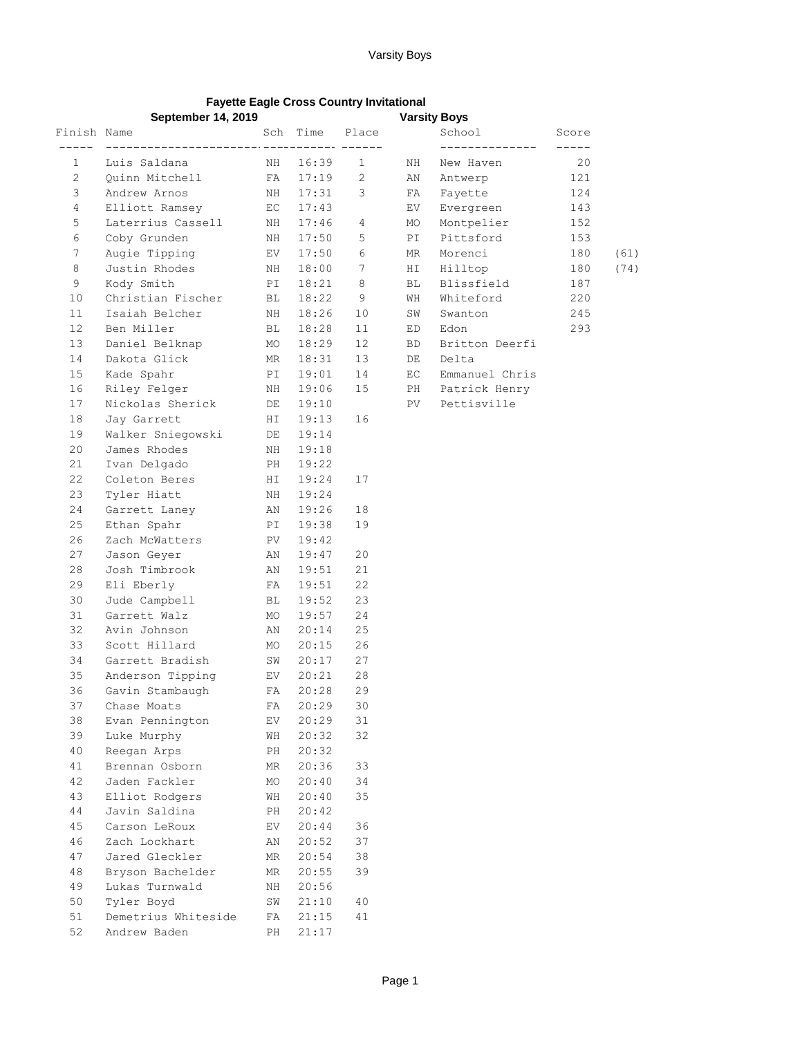# Fayette Eagle Cross Country Invitational

**September 14, 2019** **Varsity Boys**

| Finish | Name | Sch | Time | Place |
|---|---|---|---|---|
| 1 | Luis Saldana | NH | 16:39 | 1 |
| 2 | Quinn Mitchell | FA | 17:19 | 2 |
| 3 | Andrew Arnos | NH | 17:31 | 3 |
| 4 | Elliott Ramsey | EC | 17:43 | |
| 5 | Laterrius Cassell | NH | 17:46 | 4 |
| 6 | Coby Grunden | NH | 17:50 | 5 |
| 7 | Augie Tipping | EV | 17:50 | 6 |
| 8 | Justin Rhodes | NH | 18:00 | 7 |
| 9 | Kody Smith | PI | 18:21 | 8 |
| 10 | Christian Fischer | BL | 18:22 | 9 |
| 11 | Isaiah Belcher | NH | 18:26 | 10 |
| 12 | Ben Miller | BL | 18:28 | 11 |
| 13 | Daniel Belknap | MO | 18:29 | 12 |
| 14 | Dakota Glick | MR | 18:31 | 13 |
| 15 | Kade Spahr | PI | 19:01 | 14 |
| 16 | Riley Felger | NH | 19:06 | 15 |
| 17 | Nickolas Sherick | DE | 19:10 | |
| 18 | Jay Garrett | HI | 19:13 | 16 |
| 19 | Walker Sniegowski | DE | 19:14 | |
| 20 | James Rhodes | NH | 19:18 | |
| 21 | Ivan Delgado | PH | 19:22 | |
| 22 | Coleton Beres | HI | 19:24 | 17 |
| 23 | Tyler Hiatt | NH | 19:24 | |
| 24 | Garrett Laney | AN | 19:26 | 18 |
| 25 | Ethan Spahr | PI | 19:38 | 19 |
| 26 | Zach McWatters | PV | 19:42 | |
| 27 | Jason Geyer | AN | 19:47 | 20 |
| 28 | Josh Timbrook | AN | 19:51 | 21 |
| 29 | Eli Eberly | FA | 19:51 | 22 |
| 30 | Jude Campbell | BL | 19:52 | 23 |
| 31 | Garrett Walz | MO | 19:57 | 24 |
| 32 | Avin Johnson | AN | 20:14 | 25 |
| 33 | Scott Hillard | MO | 20:15 | 26 |
| 34 | Garrett Bradish | SW | 20:17 | 27 |
| 35 | Anderson Tipping | EV | 20:21 | 28 |
| 36 | Gavin Stambaugh | FA | 20:28 | 29 |
| 37 | Chase Moats | FA | 20:29 | 30 |
| 38 | Evan Pennington | EV | 20:29 | 31 |
| 39 | Luke Murphy | WH | 20:32 | 32 |
| 40 | Reegan Arps | PH | 20:32 | |
| 41 | Brennan Osborn | MR | 20:36 | 33 |
| 42 | Jaden Fackler | MO | 20:40 | 34 |
| 43 | Elliot Rodgers | WH | 20:40 | 35 |
| 44 | Javin Saldina | PH | 20:42 | |
| 45 | Carson LeRoux | EV | 20:44 | 36 |
| 46 | Zach Lockhart | AN | 20:52 | 37 |
| 47 | Jared Gleckler | MR | 20:54 | 38 |
| 48 | Bryson Bachelder | MR | 20:55 | 39 |
| 49 | Lukas Turnwald | NH | 20:56 | |
| 50 | Tyler Boyd | SW | 21:10 | 40 |
| 51 | Demetrius Whiteside | FA | 21:15 | 41 |
| 52 | Andrew Baden | PH | 21:17 | |

| | School | Score | |
|---|---|---|---|
| NH | New Haven | 20 | |
| AN | Antwerp | 121 | |
| FA | Fayette | 124 | |
| EV | Evergreen | 143 | |
| MO | Montpelier | 152 | |
| PI | Pittsford | 153 | |
| MR | Morenci | 180 | (61) |
| HI | Hilltop | 180 | (74) |
| BL | Blissfield | 187 | |
| WH | Whiteford | 220 | |
| SW | Swanton | 245 | |
| ED | Edon | 293 | |
| BD | Britton Deerfi | | |
| DE | Delta | | |
| EC | Emmanuel Chris | | |
| PH | Patrick Henry | | |
| PV | Pettisville | | |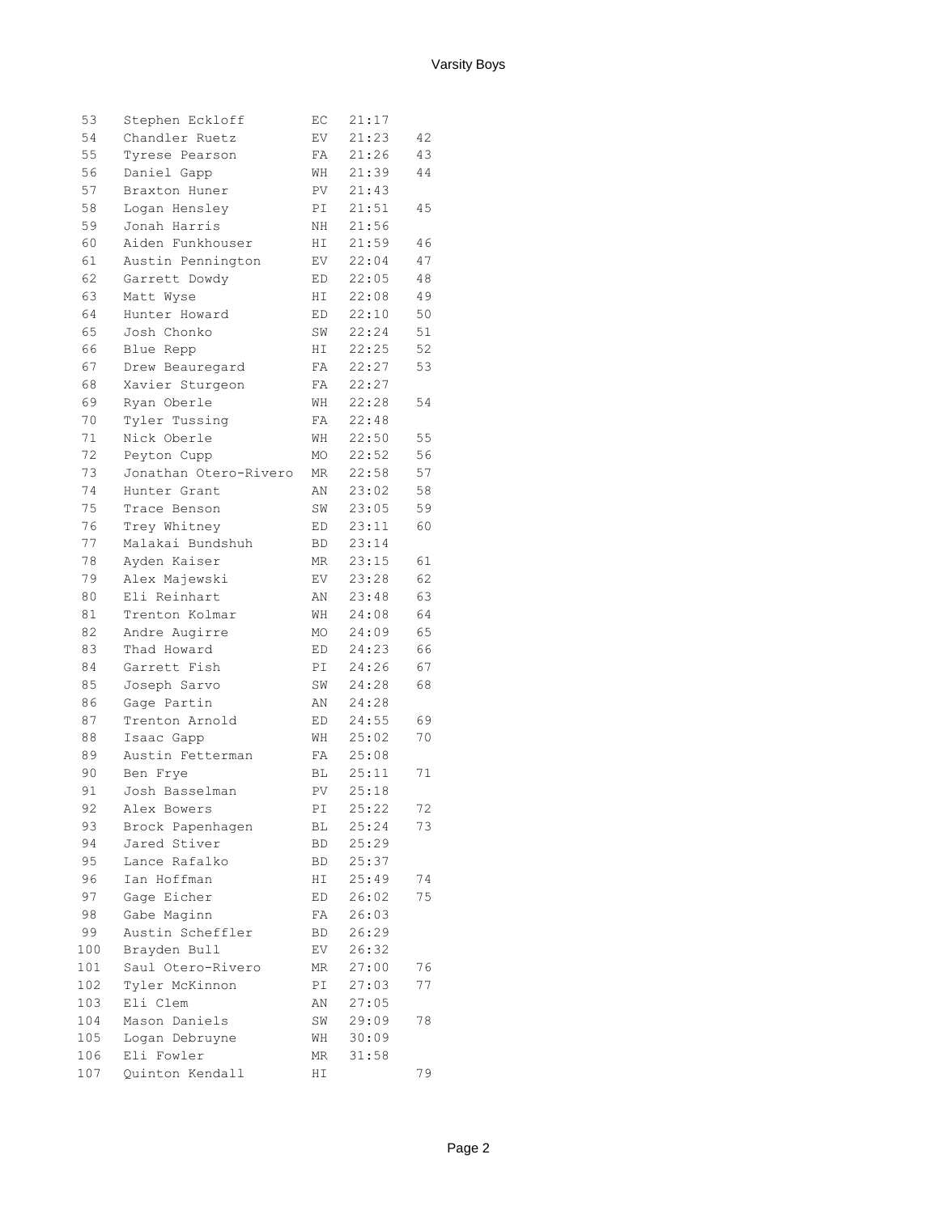## Varsity Boys

| | | | | |
|---|---|---|---|---|
| 53 | Stephen Eckloff | EC | 21:17 | |
| 54 | Chandler Ruetz | EV | 21:23 | 42 |
| 55 | Tyrese Pearson | FA | 21:26 | 43 |
| 56 | Daniel Gapp | WH | 21:39 | 44 |
| 57 | Braxton Huner | PV | 21:43 | |
| 58 | Logan Hensley | PI | 21:51 | 45 |
| 59 | Jonah Harris | NH | 21:56 | |
| 60 | Aiden Funkhouser | HI | 21:59 | 46 |
| 61 | Austin Pennington | EV | 22:04 | 47 |
| 62 | Garrett Dowdy | ED | 22:05 | 48 |
| 63 | Matt Wyse | HI | 22:08 | 49 |
| 64 | Hunter Howard | ED | 22:10 | 50 |
| 65 | Josh Chonko | SW | 22:24 | 51 |
| 66 | Blue Repp | HI | 22:25 | 52 |
| 67 | Drew Beauregard | FA | 22:27 | 53 |
| 68 | Xavier Sturgeon | FA | 22:27 | |
| 69 | Ryan Oberle | WH | 22:28 | 54 |
| 70 | Tyler Tussing | FA | 22:48 | |
| 71 | Nick Oberle | WH | 22:50 | 55 |
| 72 | Peyton Cupp | MO | 22:52 | 56 |
| 73 | Jonathan Otero-Rivero | MR | 22:58 | 57 |
| 74 | Hunter Grant | AN | 23:02 | 58 |
| 75 | Trace Benson | SW | 23:05 | 59 |
| 76 | Trey Whitney | ED | 23:11 | 60 |
| 77 | Malakai Bundshuh | BD | 23:14 | |
| 78 | Ayden Kaiser | MR | 23:15 | 61 |
| 79 | Alex Majewski | EV | 23:28 | 62 |
| 80 | Eli Reinhart | AN | 23:48 | 63 |
| 81 | Trenton Kolmar | WH | 24:08 | 64 |
| 82 | Andre Augirre | MO | 24:09 | 65 |
| 83 | Thad Howard | ED | 24:23 | 66 |
| 84 | Garrett Fish | PI | 24:26 | 67 |
| 85 | Joseph Sarvo | SW | 24:28 | 68 |
| 86 | Gage Partin | AN | 24:28 | |
| 87 | Trenton Arnold | ED | 24:55 | 69 |
| 88 | Isaac Gapp | WH | 25:02 | 70 |
| 89 | Austin Fetterman | FA | 25:08 | |
| 90 | Ben Frye | BL | 25:11 | 71 |
| 91 | Josh Basselman | PV | 25:18 | |
| 92 | Alex Bowers | PI | 25:22 | 72 |
| 93 | Brock Papenhagen | BL | 25:24 | 73 |
| 94 | Jared Stiver | BD | 25:29 | |
| 95 | Lance Rafalko | BD | 25:37 | |
| 96 | Ian Hoffman | HI | 25:49 | 74 |
| 97 | Gage Eicher | ED | 26:02 | 75 |
| 98 | Gabe Maginn | FA | 26:03 | |
| 99 | Austin Scheffler | BD | 26:29 | |
| 100 | Brayden Bull | EV | 26:32 | |
| 101 | Saul Otero-Rivero | MR | 27:00 | 76 |
| 102 | Tyler McKinnon | PI | 27:03 | 77 |
| 103 | Eli Clem | AN | 27:05 | |
| 104 | Mason Daniels | SW | 29:09 | 78 |
| 105 | Logan Debruyne | WH | 30:09 | |
| 106 | Eli Fowler | MR | 31:58 | |
| 107 | Quinton Kendall | HI | | 79 |